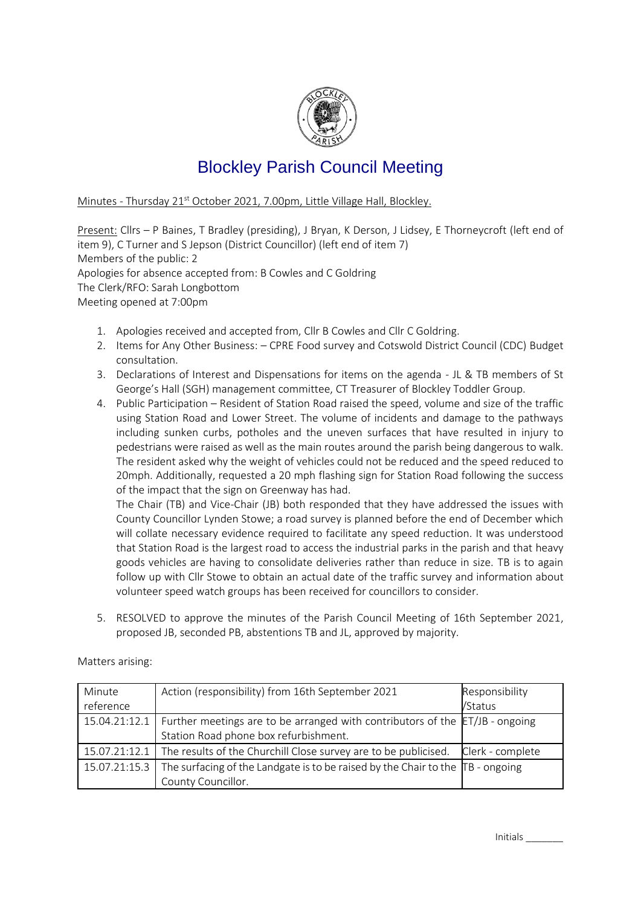# Blockley Parish Council Meeting

Minutes - Thursday 21st October 2021, 7.00pm, Little Village Hall, Blockley.

Present: Cllrs – P Baines, T Bradley (presiding), J Bryan, K Derson, J Lidsey, E Thorneycroft (left end of item 9), C Turner and S Jepson (District Councillor) (left end of item 7)
Members of the public: 2
Apologies for absence accepted from: B Cowles and C Goldring
The Clerk/RFO: Sarah Longbottom
Meeting opened at 7:00pm

1. Apologies received and accepted from, Cllr B Cowles and Cllr C Goldring.
2. Items for Any Other Business: – CPRE Food survey and Cotswold District Council (CDC) Budget consultation.
3. Declarations of Interest and Dispensations for items on the agenda - JL & TB members of St George's Hall (SGH) management committee, CT Treasurer of Blockley Toddler Group.
4. Public Participation – Resident of Station Road raised the speed, volume and size of the traffic using Station Road and Lower Street. The volume of incidents and damage to the pathways including sunken curbs, potholes and the uneven surfaces that have resulted in injury to pedestrians were raised as well as the main routes around the parish being dangerous to walk. The resident asked why the weight of vehicles could not be reduced and the speed reduced to 20mph. Additionally, requested a 20 mph flashing sign for Station Road following the success of the impact that the sign on Greenway has had.

   The Chair (TB) and Vice-Chair (JB) both responded that they have addressed the issues with County Councillor Lynden Stowe; a road survey is planned before the end of December which will collate necessary evidence required to facilitate any speed reduction. It was understood that Station Road is the largest road to access the industrial parks in the parish and that heavy goods vehicles are having to consolidate deliveries rather than reduce in size. TB is to again follow up with Cllr Stowe to obtain an actual date of the traffic survey and information about volunteer speed watch groups has been received for councillors to consider.

5. RESOLVED to approve the minutes of the Parish Council Meeting of 16th September 2021, proposed JB, seconded PB, abstentions TB and JL, approved by majority.

Matters arising:

| Minute reference | Action (responsibility) from 16th September 2021 | Responsibility /Status |
|---|---|---|
| 15.04.21:12.1 | Further meetings are to be arranged with contributors of the Station Road phone box refurbishment. | ET/JB - ongoing |
| 15.07.21:12.1 | The results of the Churchill Close survey are to be publicised. | Clerk - complete |
| 15.07.21:15.3 | The surfacing of the Landgate is to be raised by the Chair to the County Councillor. | TB - ongoing |

Initials _______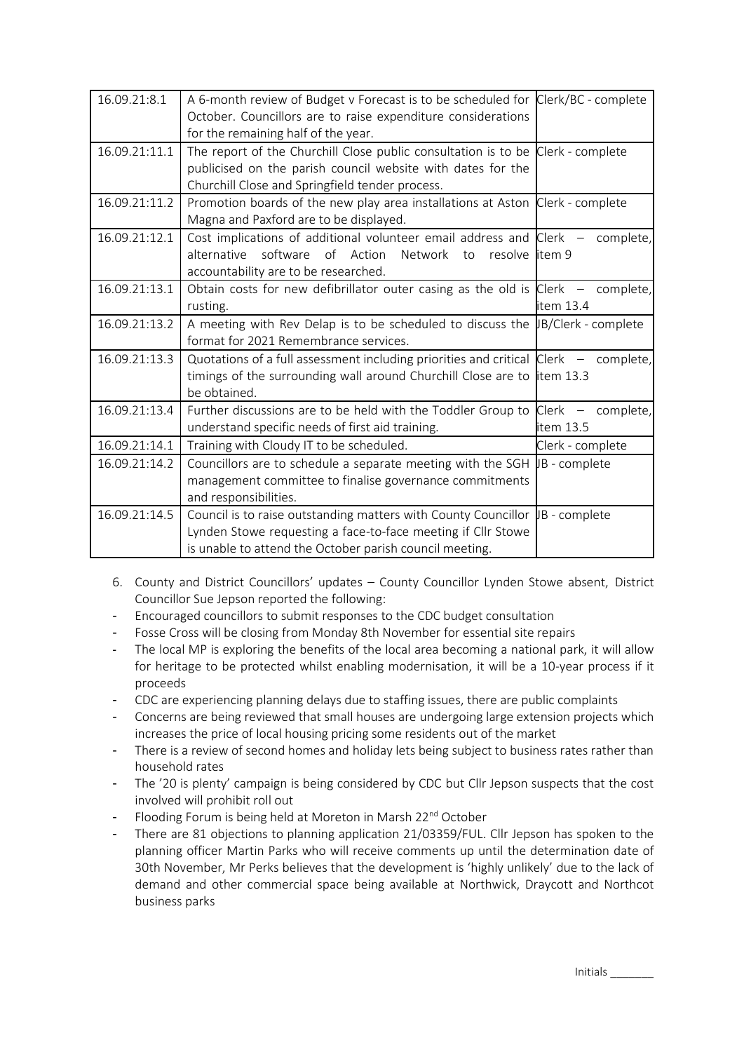| 16.09.21:8.1 | A 6-month review of Budget v Forecast is to be scheduled for October. Councillors are to raise expenditure considerations for the remaining half of the year. | Clerk/BC - complete |
|---|---|---|
| 16.09.21:11.1 | The report of the Churchill Close public consultation is to be publicised on the parish council website with dates for the Churchill Close and Springfield tender process. | Clerk - complete |
| 16.09.21:11.2 | Promotion boards of the new play area installations at Aston Magna and Paxford are to be displayed. | Clerk - complete |
| 16.09.21:12.1 | Cost implications of additional volunteer email address and alternative software of Action Network to resolve accountability are to be researched. | Clerk – complete, item 9 |
| 16.09.21:13.1 | Obtain costs for new defibrillator outer casing as the old is rusting. | Clerk – complete, item 13.4 |
| 16.09.21:13.2 | A meeting with Rev Delap is to be scheduled to discuss the format for 2021 Remembrance services. | JB/Clerk - complete |
| 16.09.21:13.3 | Quotations of a full assessment including priorities and critical timings of the surrounding wall around Churchill Close are to be obtained. | Clerk – complete, item 13.3 |
| 16.09.21:13.4 | Further discussions are to be held with the Toddler Group to understand specific needs of first aid training. | Clerk – complete, item 13.5 |
| 16.09.21:14.1 | Training with Cloudy IT to be scheduled. | Clerk - complete |
| 16.09.21:14.2 | Councillors are to schedule a separate meeting with the SGH management committee to finalise governance commitments and responsibilities. | JB - complete |
| 16.09.21:14.5 | Council is to raise outstanding matters with County Councillor Lynden Stowe requesting a face-to-face meeting if Cllr Stowe is unable to attend the October parish council meeting. | JB - complete |

6. County and District Councillors' updates – County Councillor Lynden Stowe absent, District Councillor Sue Jepson reported the following:

- Encouraged councillors to submit responses to the CDC budget consultation
- Fosse Cross will be closing from Monday 8th November for essential site repairs
- The local MP is exploring the benefits of the local area becoming a national park, it will allow for heritage to be protected whilst enabling modernisation, it will be a 10-year process if it proceeds
- CDC are experiencing planning delays due to staffing issues, there are public complaints
- Concerns are being reviewed that small houses are undergoing large extension projects which increases the price of local housing pricing some residents out of the market
- There is a review of second homes and holiday lets being subject to business rates rather than household rates
- The '20 is plenty' campaign is being considered by CDC but Cllr Jepson suspects that the cost involved will prohibit roll out
- Flooding Forum is being held at Moreton in Marsh 22nd October
- There are 81 objections to planning application 21/03359/FUL. Cllr Jepson has spoken to the planning officer Martin Parks who will receive comments up until the determination date of 30th November, Mr Perks believes that the development is 'highly unlikely' due to the lack of demand and other commercial space being available at Northwick, Draycott and Northcot business parks

Initials _______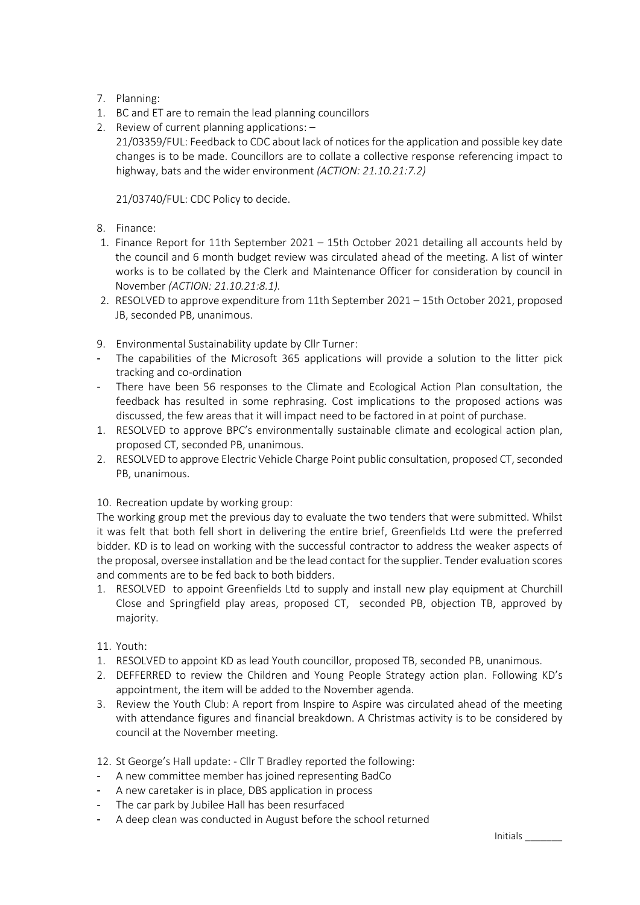7. Planning:
1. BC and ET are to remain the lead planning councillors
2. Review of current planning applications: –

   21/03359/FUL: Feedback to CDC about lack of notices for the application and possible key date changes is to be made. Councillors are to collate a collective response referencing impact to highway, bats and the wider environment *(ACTION: 21.10.21:7.2)*

   21/03740/FUL: CDC Policy to decide.

8. Finance:
1. Finance Report for 11th September 2021 – 15th October 2021 detailing all accounts held by the council and 6 month budget review was circulated ahead of the meeting. A list of winter works is to be collated by the Clerk and Maintenance Officer for consideration by council in November *(ACTION: 21.10.21:8.1).*
2. RESOLVED to approve expenditure from 11th September 2021 – 15th October 2021, proposed JB, seconded PB, unanimous.

9. Environmental Sustainability update by Cllr Turner:
- The capabilities of the Microsoft 365 applications will provide a solution to the litter pick tracking and co-ordination
- There have been 56 responses to the Climate and Ecological Action Plan consultation, the feedback has resulted in some rephrasing. Cost implications to the proposed actions was discussed, the few areas that it will impact need to be factored in at point of purchase.
1. RESOLVED to approve BPC's environmentally sustainable climate and ecological action plan, proposed CT, seconded PB, unanimous.
2. RESOLVED to approve Electric Vehicle Charge Point public consultation, proposed CT, seconded PB, unanimous.

10. Recreation update by working group:

The working group met the previous day to evaluate the two tenders that were submitted. Whilst it was felt that both fell short in delivering the entire brief, Greenfields Ltd were the preferred bidder. KD is to lead on working with the successful contractor to address the weaker aspects of the proposal, oversee installation and be the lead contact for the supplier. Tender evaluation scores and comments are to be fed back to both bidders.

1. RESOLVED to appoint Greenfields Ltd to supply and install new play equipment at Churchill Close and Springfield play areas, proposed CT, seconded PB, objection TB, approved by majority.

11. Youth:
1. RESOLVED to appoint KD as lead Youth councillor, proposed TB, seconded PB, unanimous.
2. DEFFERRED to review the Children and Young People Strategy action plan. Following KD's appointment, the item will be added to the November agenda.
3. Review the Youth Club: A report from Inspire to Aspire was circulated ahead of the meeting with attendance figures and financial breakdown. A Christmas activity is to be considered by council at the November meeting.

12. St George's Hall update: - Cllr T Bradley reported the following:
- A new committee member has joined representing BadCo
- A new caretaker is in place, DBS application in process
- The car park by Jubilee Hall has been resurfaced
- A deep clean was conducted in August before the school returned

Initials _______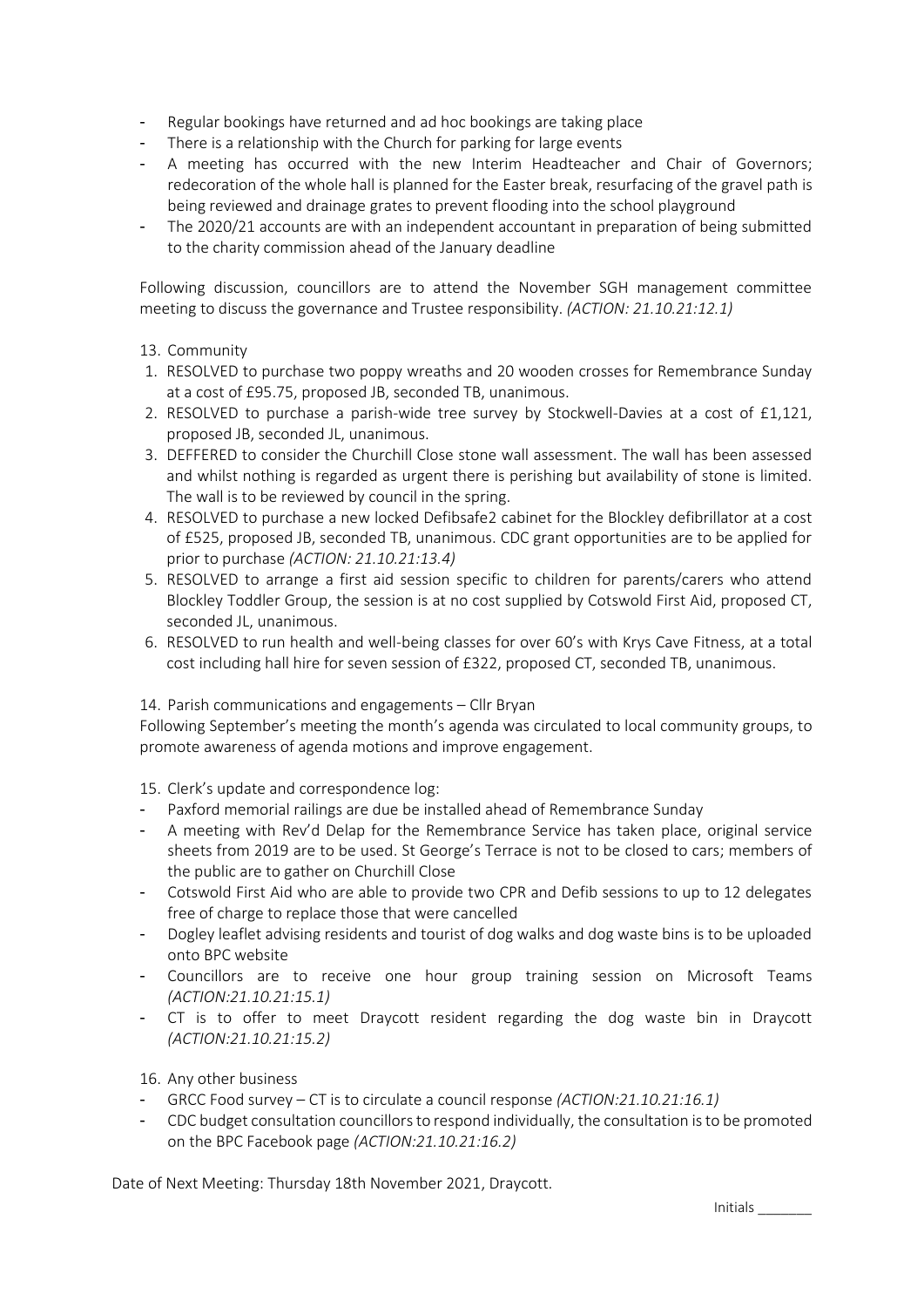- Regular bookings have returned and ad hoc bookings are taking place
- There is a relationship with the Church for parking for large events
- A meeting has occurred with the new Interim Headteacher and Chair of Governors; redecoration of the whole hall is planned for the Easter break, resurfacing of the gravel path is being reviewed and drainage grates to prevent flooding into the school playground
- The 2020/21 accounts are with an independent accountant in preparation of being submitted to the charity commission ahead of the January deadline

Following discussion, councillors are to attend the November SGH management committee meeting to discuss the governance and Trustee responsibility. *(ACTION: 21.10.21:12.1)*

13. Community

1. RESOLVED to purchase two poppy wreaths and 20 wooden crosses for Remembrance Sunday at a cost of £95.75, proposed JB, seconded TB, unanimous.
2. RESOLVED to purchase a parish-wide tree survey by Stockwell-Davies at a cost of £1,121, proposed JB, seconded JL, unanimous.
3. DEFFERED to consider the Churchill Close stone wall assessment. The wall has been assessed and whilst nothing is regarded as urgent there is perishing but availability of stone is limited. The wall is to be reviewed by council in the spring.
4. RESOLVED to purchase a new locked Defibsafe2 cabinet for the Blockley defibrillator at a cost of £525, proposed JB, seconded TB, unanimous. CDC grant opportunities are to be applied for prior to purchase *(ACTION: 21.10.21:13.4)*
5. RESOLVED to arrange a first aid session specific to children for parents/carers who attend Blockley Toddler Group, the session is at no cost supplied by Cotswold First Aid, proposed CT, seconded JL, unanimous.
6. RESOLVED to run health and well-being classes for over 60's with Krys Cave Fitness, at a total cost including hall hire for seven session of £322, proposed CT, seconded TB, unanimous.

14. Parish communications and engagements – Cllr Bryan

Following September's meeting the month's agenda was circulated to local community groups, to promote awareness of agenda motions and improve engagement.

15. Clerk's update and correspondence log:

- Paxford memorial railings are due be installed ahead of Remembrance Sunday
- A meeting with Rev'd Delap for the Remembrance Service has taken place, original service sheets from 2019 are to be used. St George's Terrace is not to be closed to cars; members of the public are to gather on Churchill Close
- Cotswold First Aid who are able to provide two CPR and Defib sessions to up to 12 delegates free of charge to replace those that were cancelled
- Dogley leaflet advising residents and tourist of dog walks and dog waste bins is to be uploaded onto BPC website
- Councillors are to receive one hour group training session on Microsoft Teams *(ACTION:21.10.21:15.1)*
- CT is to offer to meet Draycott resident regarding the dog waste bin in Draycott *(ACTION:21.10.21:15.2)*

16. Any other business

- GRCC Food survey – CT is to circulate a council response *(ACTION:21.10.21:16.1)*
- CDC budget consultation councillors to respond individually, the consultation is to be promoted on the BPC Facebook page *(ACTION:21.10.21:16.2)*

Date of Next Meeting: Thursday 18th November 2021, Draycott.

Initials _______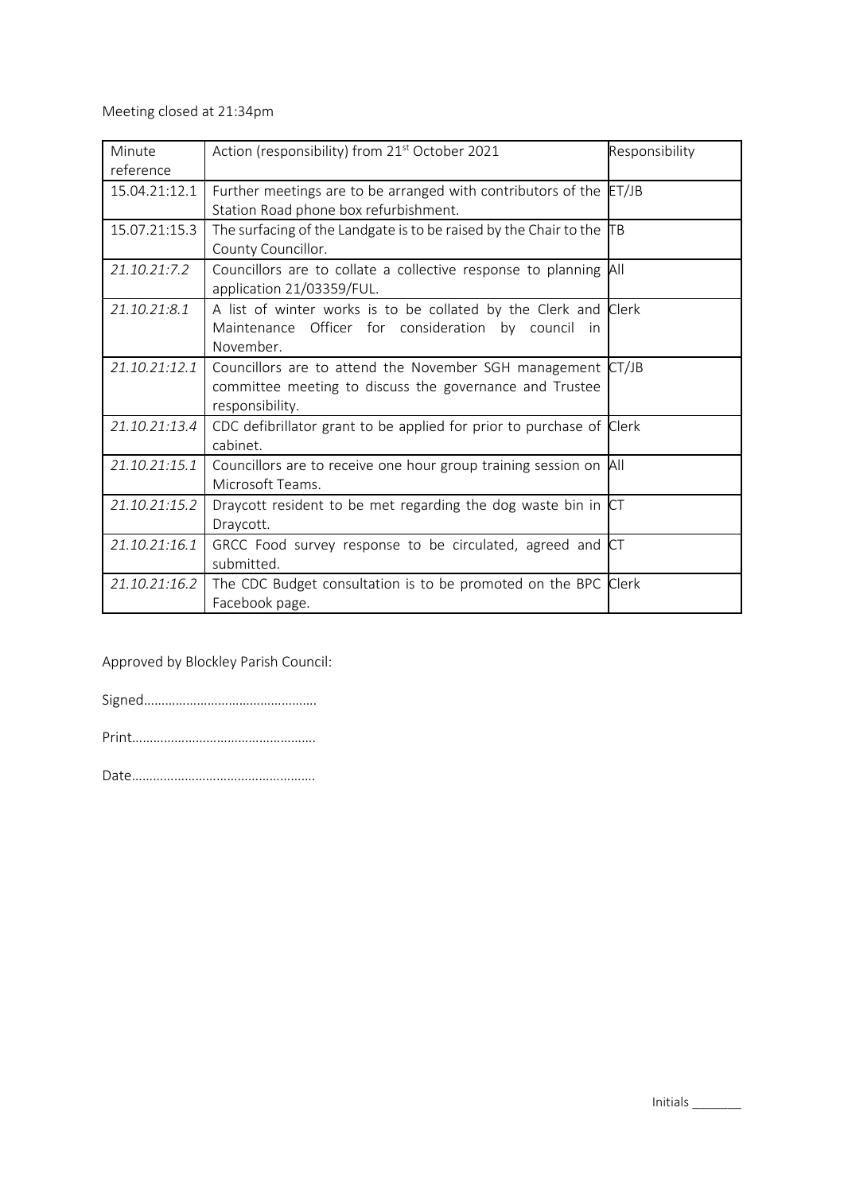Meeting closed at 21:34pm

| Minute reference | Action (responsibility) from 21st October 2021 | Responsibility |
|---|---|---|
| 15.04.21:12.1 | Further meetings are to be arranged with contributors of the Station Road phone box refurbishment. | ET/JB |
| 15.07.21:15.3 | The surfacing of the Landgate is to be raised by the Chair to the County Councillor. | TB |
| *21.10.21:7.2* | Councillors are to collate a collective response to planning application 21/03359/FUL. | All |
| *21.10.21:8.1* | A list of winter works is to be collated by the Clerk and Maintenance Officer for consideration by council in November. | Clerk |
| *21.10.21:12.1* | Councillors are to attend the November SGH management committee meeting to discuss the governance and Trustee responsibility. | CT/JB |
| *21.10.21:13.4* | CDC defibrillator grant to be applied for prior to purchase of cabinet. | Clerk |
| *21.10.21:15.1* | Councillors are to receive one hour group training session on Microsoft Teams. | All |
| *21.10.21:15.2* | Draycott resident to be met regarding the dog waste bin in Draycott. | CT |
| *21.10.21:16.1* | GRCC Food survey response to be circulated, agreed and submitted. | CT |
| *21.10.21:16.2* | The CDC Budget consultation is to be promoted on the BPC Facebook page. | Clerk |

Approved by Blockley Parish Council:

Signed………………………………………….

Print…………………………………………….

Date…………………………………………….

Initials _______